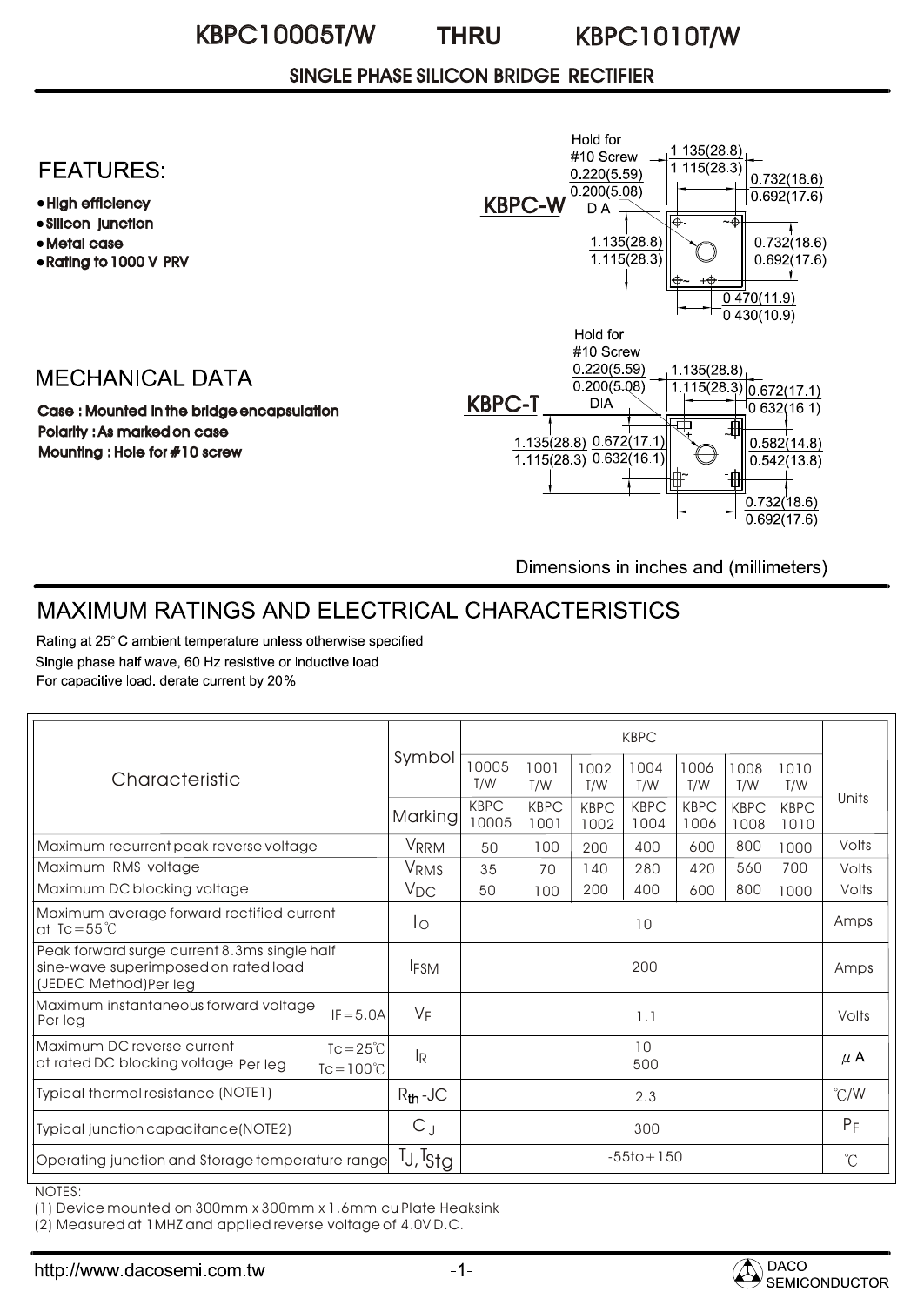# KBPC10005T/W THRU KBPC1010T/W

## SINGLE PHASE SILICON BRIDGE RECTIFIER

## FEATURES:

- High efficiency
- Silicon junction
- Metal case
- Rating to 1000 V PRV

## MECHANICAL DATA

**Case : Mounted in the bridge encapsulation**
**Polarity : As marked on case**
**Mounting : Hole for #10 screw**

KBPC-W

Hold for #10 Screw 0.220(5.59) 0.200(5.08) DIA

1.135(28.8) 1.115(28.3)

0.732(18.6) 0.692(17.6)

1.135(28.8) 1.115(28.3)

0.732(18.6) 0.692(17.6)

0.470(11.9) 0.430(10.9)

KBPC-T

Hold for #10 Screw 0.220(5.59) 0.200(5.08) DIA

1.135(28.8) 1.115(28.3)

0.672(17.1) 0.632(16.1)

1.135(28.8) 1.115(28.3) 0.672(17.1) 0.632(16.1)

0.582(14.8) 0.542(13.8)

0.732(18.6) 0.692(17.6)

Dimensions in inches and (millimeters)

## MAXIMUM RATINGS AND ELECTRICAL CHARACTERISTICS

Rating at 25° C ambient temperature unless otherwise specified.
Single phase half wave, 60 Hz resistive or inductive load.
For capacitive load. derate current by 20%.

| Characteristic | Symbol | KBPC 10005 T/W | KBPC 1001 T/W | KBPC 1002 T/W | KBPC 1004 T/W | KBPC 1006 T/W | KBPC 1008 T/W | KBPC 1010 T/W | Units |
|---|---|---|---|---|---|---|---|---|---|
| | Marking | KBPC 10005 | KBPC 1001 | KBPC 1002 | KBPC 1004 | KBPC 1006 | KBPC 1008 | KBPC 1010 | |
| Maximum recurrent peak reverse voltage | $V_{RRM}$ | 50 | 100 | 200 | 400 | 600 | 800 | 1000 | Volts |
| Maximum RMS voltage | $V_{RMS}$ | 35 | 70 | 140 | 280 | 420 | 560 | 700 | Volts |
| Maximum DC blocking voltage | $V_{DC}$ | 50 | 100 | 200 | 400 | 600 | 800 | 1000 | Volts |
| Maximum average forward rectified current at Tc=55℃ | $I_O$ | 10 | | | | | | | Amps |
| Peak forward surge current 8.3ms single half sine-wave superimposed on rated load (JEDEC Method)Per leg | $I_{FSM}$ | 200 | | | | | | | Amps |
| Maximum instantaneous forward voltage Per leg IF=5.0A | $V_F$ | 1.1 | | | | | | | Volts |
| Maximum DC reverse current at rated DC blocking voltage Per leg Tc=25℃ / Tc=100℃ | $I_R$ | 10 / 500 | | | | | | | $\mu$A |
| Typical thermal resistance (NOTE1) | $R_{th}$-JC | 2.3 | | | | | | | ℃/W |
| Typical junction capacitance(NOTE2) | $C_J$ | 300 | | | | | | | $P_F$ |
| Operating junction and Storage temperature range | $T_J, T_{Stg}$ | -55to+150 | | | | | | | ℃ |

NOTES:
(1) Device mounted on 300mm x 300mm x 1.6mm cu Plate Heaksink
(2) Measured at 1MHZ and applied reverse voltage of 4.0V D.C.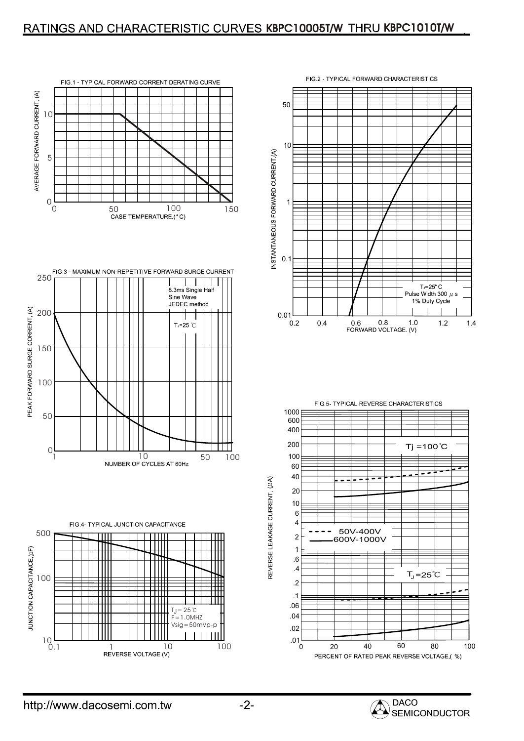# RATINGS AND CHARACTERISTIC CURVES KBPC10005T/W THRU KBPC1010T/W

FIG.1 - TYPICAL FORWARD CURRENT DERATING CURVE

AVERAGE FORWARD CURRENT, (A)

0, 5, 10

0, 50, 100, 150

CASE TEMPERATURE.(°C)

FIG.2 - TYPICAL FORWARD CHARACTERISTICS

INSTANTANEOUS FORWARD CURRENT,(A)

0.01, 0.1, 1, 10, 50

0.2, 0.4, 0.6, 0.8, 1.0, 1.2, 1.4

FORWARD VOLTAGE. (V)

$T_J$=25°C
Pulse Width 300 $\mu$s
1% Duty Cycle

FIG.3 - MAXIMUM NON-REPETITIVE FORWARD SURGE CURRENT

PEAK FORWARD SURGE CORRENT, (A)

0, 50, 100, 150, 200, 250

1, 10, 50, 100

NUMBER OF CYCLES AT 60Hz

8.3ms Single Half
Sine Wave
JEDEC method

$T_J$=25 ℃

FIG.4- TYPICAL JUNCTION CAPACITANCE

JUNCTION CAPACITANCE,(pF)

10, 100, 500

0.1, 1, 10, 100

REVERSE VOLTAGE.(V)

$T_J$= 25℃
F=1.0MHZ
Vsig=50mVp-p

FIG.5- TYPICAL REVERSE CHARACTERISTICS

REVERSE LEAKAGE CURRENT, ($\mu$A)

.01, .02, .04, .06, .1, .2, .4, .6, 1, 2, 4, 6, 10, 20, 40, 60, 100, 200, 400, 600, 1000

0, 20, 40, 60, 80, 100

PERCENT OF RATED PEAK REVERSE VOLTAGE,( %)

Tj =100℃

$T_J$=25℃

- - - - 50V-400V
——— 600V-1000V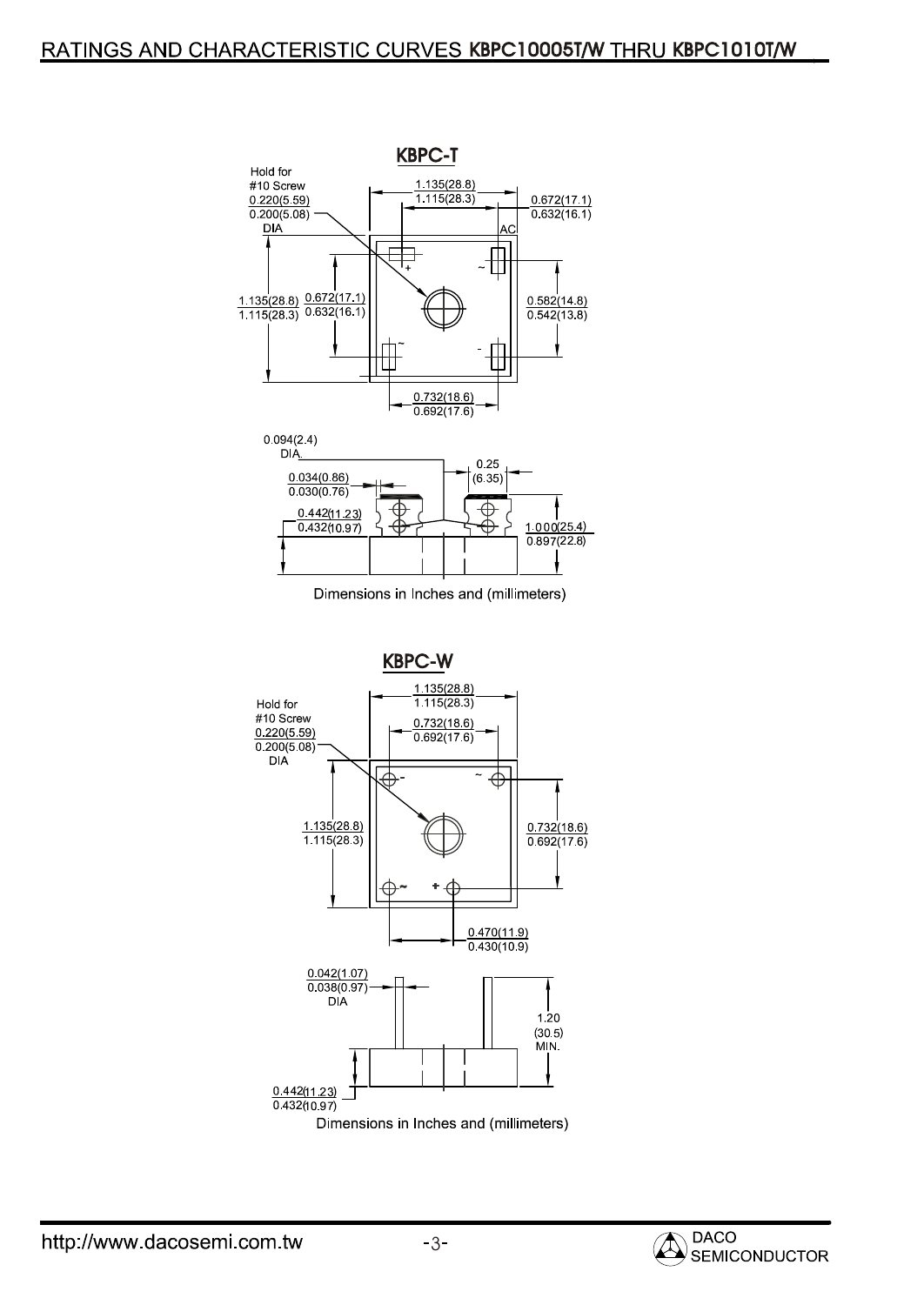## RATINGS AND CHARACTERISTIC CURVES KBPC10005T/W THRU KBPC1010T/W

### KBPC-T

Hold for
#10 Screw
0.220(5.59)
0.200(5.08)
DIA

1.135(28.8)
1.115(28.3)

0.672(17.1)
0.632(16.1)

AC

+

~

1.135(28.8)
1.115(28.3)

0.672(17.1)
0.632(16.1)

0.582(14.8)
0.542(13.8)

~

-

0.732(18.6)
0.692(17.6)

0.094(2.4)
DIA

0.25
(6.35)

0.034(0.86)
0.030(0.76)

0.442(11.23)
0.432(10.97)

1.000(25.4)
0.897(22.8)

Dimensions in Inches and (millimeters)

### KBPC-W

1.135(28.8)
1.115(28.3)

Hold for
#10 Screw
0.220(5.59)
0.200(5.08)
DIA

0.732(18.6)
0.692(17.6)

-

~

1.135(28.8)
1.115(28.3)

0.732(18.6)
0.692(17.6)

~

+

0.470(11.9)
0.430(10.9)

0.042(1.07)
0.038(0.97)
DIA

1.20
(30.5)
MIN.

0.442(11.23)
0.432(10.97)

Dimensions in Inches and (millimeters)

http://www.dacosemi.com.tw

DACO SEMICONDUCTOR